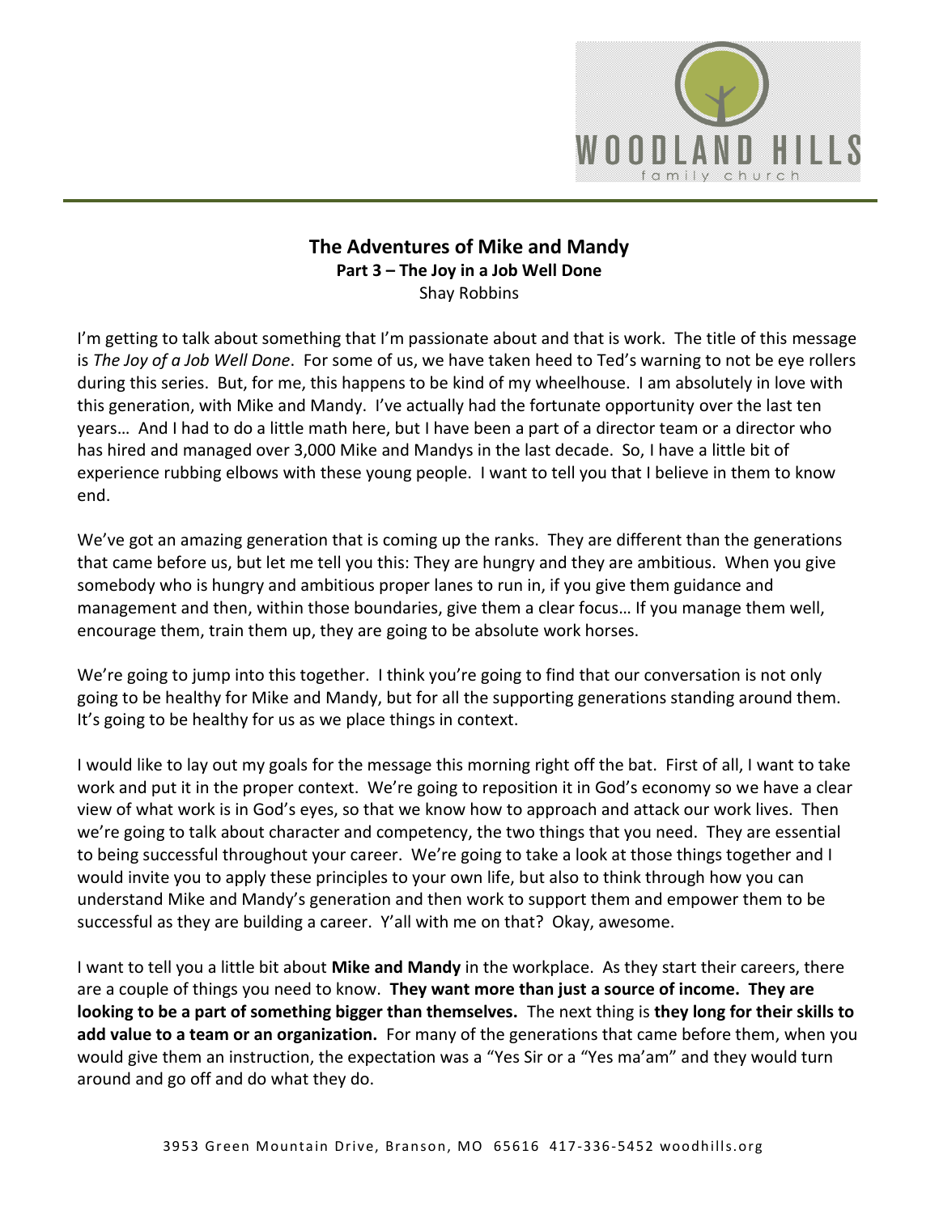# The Adventures of Mike and Mandy

## Part 3 – The Joy in a Job Well Done

Shay Robbins

I'm getting to talk about something that I'm passionate about and that is work. The title of this message is *The Joy of a Job Well Done*. For some of us, we have taken heed to Ted's warning to not be eye rollers during this series. But, for me, this happens to be kind of my wheelhouse. I am absolutely in love with this generation, with Mike and Mandy. I've actually had the fortunate opportunity over the last ten years… And I had to do a little math here, but I have been a part of a director team or a director who has hired and managed over 3,000 Mike and Mandys in the last decade. So, I have a little bit of experience rubbing elbows with these young people. I want to tell you that I believe in them to know end.

We've got an amazing generation that is coming up the ranks. They are different than the generations that came before us, but let me tell you this: They are hungry and they are ambitious. When you give somebody who is hungry and ambitious proper lanes to run in, if you give them guidance and management and then, within those boundaries, give them a clear focus… If you manage them well, encourage them, train them up, they are going to be absolute work horses.

We're going to jump into this together. I think you're going to find that our conversation is not only going to be healthy for Mike and Mandy, but for all the supporting generations standing around them. It's going to be healthy for us as we place things in context.

I would like to lay out my goals for the message this morning right off the bat. First of all, I want to take work and put it in the proper context. We're going to reposition it in God's economy so we have a clear view of what work is in God's eyes, so that we know how to approach and attack our work lives. Then we're going to talk about character and competency, the two things that you need. They are essential to being successful throughout your career. We're going to take a look at those things together and I would invite you to apply these principles to your own life, but also to think through how you can understand Mike and Mandy's generation and then work to support them and empower them to be successful as they are building a career. Y'all with me on that? Okay, awesome.

I want to tell you a little bit about **Mike and Mandy** in the workplace. As they start their careers, there are a couple of things you need to know. **They want more than just a source of income. They are looking to be a part of something bigger than themselves.** The next thing is **they long for their skills to add value to a team or an organization.** For many of the generations that came before them, when you would give them an instruction, the expectation was a "Yes Sir or a "Yes ma'am" and they would turn around and go off and do what they do.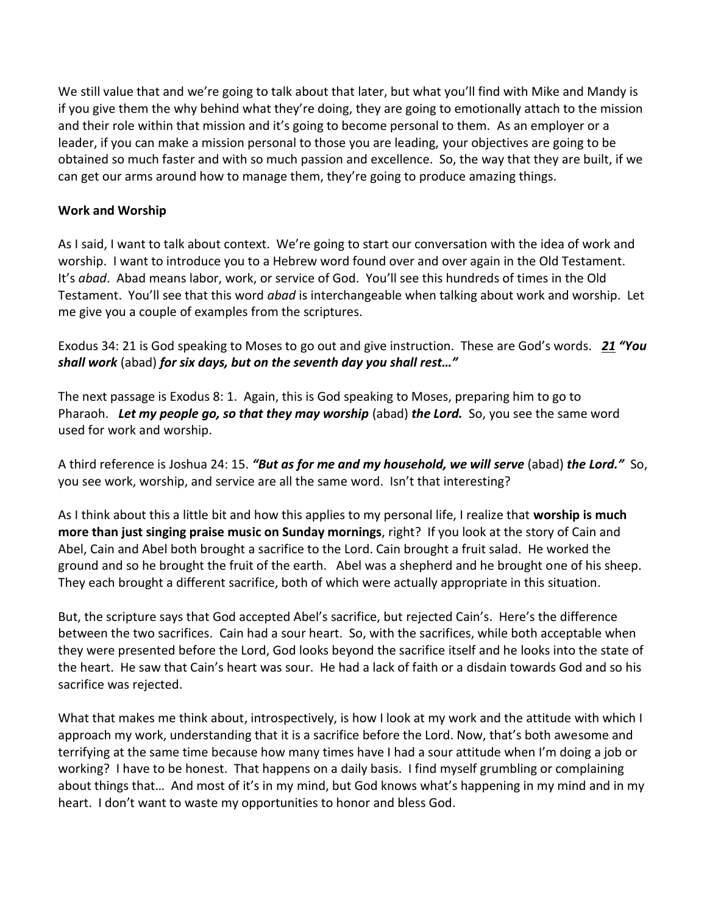We still value that and we're going to talk about that later, but what you'll find with Mike and Mandy is if you give them the why behind what they're doing, they are going to emotionally attach to the mission and their role within that mission and it's going to become personal to them. As an employer or a leader, if you can make a mission personal to those you are leading, your objectives are going to be obtained so much faster and with so much passion and excellence. So, the way that they are built, if we can get our arms around how to manage them, they're going to produce amazing things.

**Work and Worship**

As I said, I want to talk about context. We're going to start our conversation with the idea of work and worship. I want to introduce you to a Hebrew word found over and over again in the Old Testament. It's *abad*. Abad means labor, work, or service of God. You'll see this hundreds of times in the Old Testament. You'll see that this word *abad* is interchangeable when talking about work and worship. Let me give you a couple of examples from the scriptures.

Exodus 34: 21 is God speaking to Moses to go out and give instruction. These are God's words. ***21 "You shall work*** (abad) ***for six days, but on the seventh day you shall rest…"***

The next passage is Exodus 8: 1. Again, this is God speaking to Moses, preparing him to go to Pharaoh. ***Let my people go, so that they may worship*** (abad) ***the Lord.*** So, you see the same word used for work and worship.

A third reference is Joshua 24: 15. ***"But as for me and my household, we will serve*** (abad) ***the Lord."*** So, you see work, worship, and service are all the same word. Isn't that interesting?

As I think about this a little bit and how this applies to my personal life, I realize that **worship is much more than just singing praise music on Sunday mornings**, right? If you look at the story of Cain and Abel, Cain and Abel both brought a sacrifice to the Lord. Cain brought a fruit salad. He worked the ground and so he brought the fruit of the earth. Abel was a shepherd and he brought one of his sheep. They each brought a different sacrifice, both of which were actually appropriate in this situation.

But, the scripture says that God accepted Abel's sacrifice, but rejected Cain's. Here's the difference between the two sacrifices. Cain had a sour heart. So, with the sacrifices, while both acceptable when they were presented before the Lord, God looks beyond the sacrifice itself and he looks into the state of the heart. He saw that Cain's heart was sour. He had a lack of faith or a disdain towards God and so his sacrifice was rejected.

What that makes me think about, introspectively, is how I look at my work and the attitude with which I approach my work, understanding that it is a sacrifice before the Lord. Now, that's both awesome and terrifying at the same time because how many times have I had a sour attitude when I'm doing a job or working? I have to be honest. That happens on a daily basis. I find myself grumbling or complaining about things that… And most of it's in my mind, but God knows what's happening in my mind and in my heart. I don't want to waste my opportunities to honor and bless God.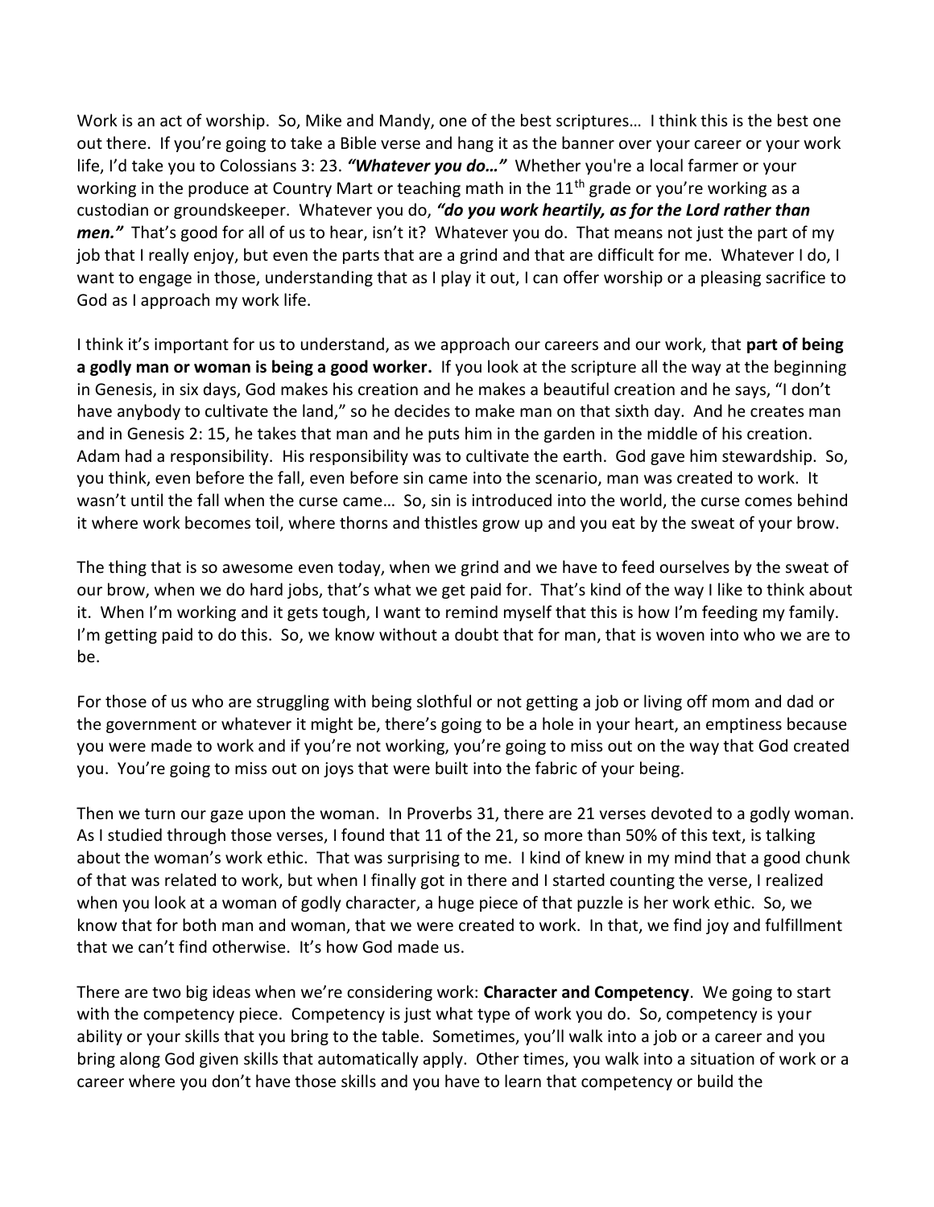Work is an act of worship. So, Mike and Mandy, one of the best scriptures… I think this is the best one out there. If you're going to take a Bible verse and hang it as the banner over your career or your work life, I'd take you to Colossians 3: 23. ***"Whatever you do…"*** Whether you're a local farmer or your working in the produce at Country Mart or teaching math in the 11th grade or you're working as a custodian or groundskeeper. Whatever you do, ***"do you work heartily, as for the Lord rather than men."*** That's good for all of us to hear, isn't it? Whatever you do. That means not just the part of my job that I really enjoy, but even the parts that are a grind and that are difficult for me. Whatever I do, I want to engage in those, understanding that as I play it out, I can offer worship or a pleasing sacrifice to God as I approach my work life.

I think it's important for us to understand, as we approach our careers and our work, that **part of being a godly man or woman is being a good worker.** If you look at the scripture all the way at the beginning in Genesis, in six days, God makes his creation and he makes a beautiful creation and he says, "I don't have anybody to cultivate the land," so he decides to make man on that sixth day. And he creates man and in Genesis 2: 15, he takes that man and he puts him in the garden in the middle of his creation. Adam had a responsibility. His responsibility was to cultivate the earth. God gave him stewardship. So, you think, even before the fall, even before sin came into the scenario, man was created to work. It wasn't until the fall when the curse came… So, sin is introduced into the world, the curse comes behind it where work becomes toil, where thorns and thistles grow up and you eat by the sweat of your brow.

The thing that is so awesome even today, when we grind and we have to feed ourselves by the sweat of our brow, when we do hard jobs, that's what we get paid for. That's kind of the way I like to think about it. When I'm working and it gets tough, I want to remind myself that this is how I'm feeding my family. I'm getting paid to do this. So, we know without a doubt that for man, that is woven into who we are to be.

For those of us who are struggling with being slothful or not getting a job or living off mom and dad or the government or whatever it might be, there's going to be a hole in your heart, an emptiness because you were made to work and if you're not working, you're going to miss out on the way that God created you. You're going to miss out on joys that were built into the fabric of your being.

Then we turn our gaze upon the woman. In Proverbs 31, there are 21 verses devoted to a godly woman. As I studied through those verses, I found that 11 of the 21, so more than 50% of this text, is talking about the woman's work ethic. That was surprising to me. I kind of knew in my mind that a good chunk of that was related to work, but when I finally got in there and I started counting the verse, I realized when you look at a woman of godly character, a huge piece of that puzzle is her work ethic. So, we know that for both man and woman, that we were created to work. In that, we find joy and fulfillment that we can't find otherwise. It's how God made us.

There are two big ideas when we're considering work: **Character and Competency**. We going to start with the competency piece. Competency is just what type of work you do. So, competency is your ability or your skills that you bring to the table. Sometimes, you'll walk into a job or a career and you bring along God given skills that automatically apply. Other times, you walk into a situation of work or a career where you don't have those skills and you have to learn that competency or build the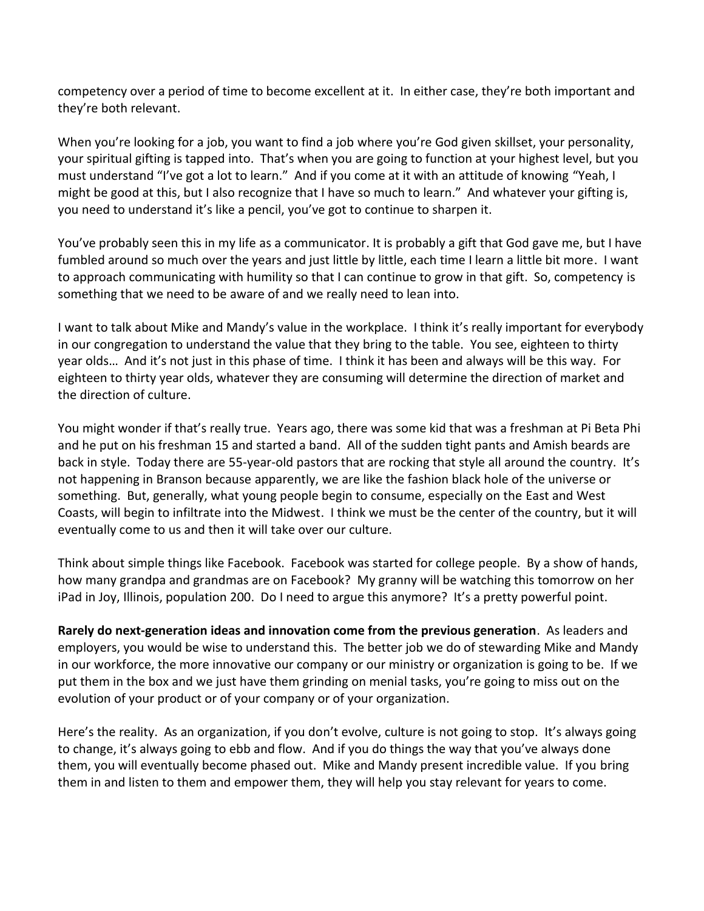competency over a period of time to become excellent at it. In either case, they're both important and they're both relevant.

When you're looking for a job, you want to find a job where you're God given skillset, your personality, your spiritual gifting is tapped into. That's when you are going to function at your highest level, but you must understand "I've got a lot to learn." And if you come at it with an attitude of knowing "Yeah, I might be good at this, but I also recognize that I have so much to learn." And whatever your gifting is, you need to understand it's like a pencil, you've got to continue to sharpen it.

You've probably seen this in my life as a communicator. It is probably a gift that God gave me, but I have fumbled around so much over the years and just little by little, each time I learn a little bit more. I want to approach communicating with humility so that I can continue to grow in that gift. So, competency is something that we need to be aware of and we really need to lean into.

I want to talk about Mike and Mandy's value in the workplace. I think it's really important for everybody in our congregation to understand the value that they bring to the table. You see, eighteen to thirty year olds… And it's not just in this phase of time. I think it has been and always will be this way. For eighteen to thirty year olds, whatever they are consuming will determine the direction of market and the direction of culture.

You might wonder if that's really true. Years ago, there was some kid that was a freshman at Pi Beta Phi and he put on his freshman 15 and started a band. All of the sudden tight pants and Amish beards are back in style. Today there are 55-year-old pastors that are rocking that style all around the country. It's not happening in Branson because apparently, we are like the fashion black hole of the universe or something. But, generally, what young people begin to consume, especially on the East and West Coasts, will begin to infiltrate into the Midwest. I think we must be the center of the country, but it will eventually come to us and then it will take over our culture.

Think about simple things like Facebook. Facebook was started for college people. By a show of hands, how many grandpa and grandmas are on Facebook? My granny will be watching this tomorrow on her iPad in Joy, Illinois, population 200. Do I need to argue this anymore? It's a pretty powerful point.

**Rarely do next-generation ideas and innovation come from the previous generation**. As leaders and employers, you would be wise to understand this. The better job we do of stewarding Mike and Mandy in our workforce, the more innovative our company or our ministry or organization is going to be. If we put them in the box and we just have them grinding on menial tasks, you're going to miss out on the evolution of your product or of your company or of your organization.

Here's the reality. As an organization, if you don't evolve, culture is not going to stop. It's always going to change, it's always going to ebb and flow. And if you do things the way that you've always done them, you will eventually become phased out. Mike and Mandy present incredible value. If you bring them in and listen to them and empower them, they will help you stay relevant for years to come.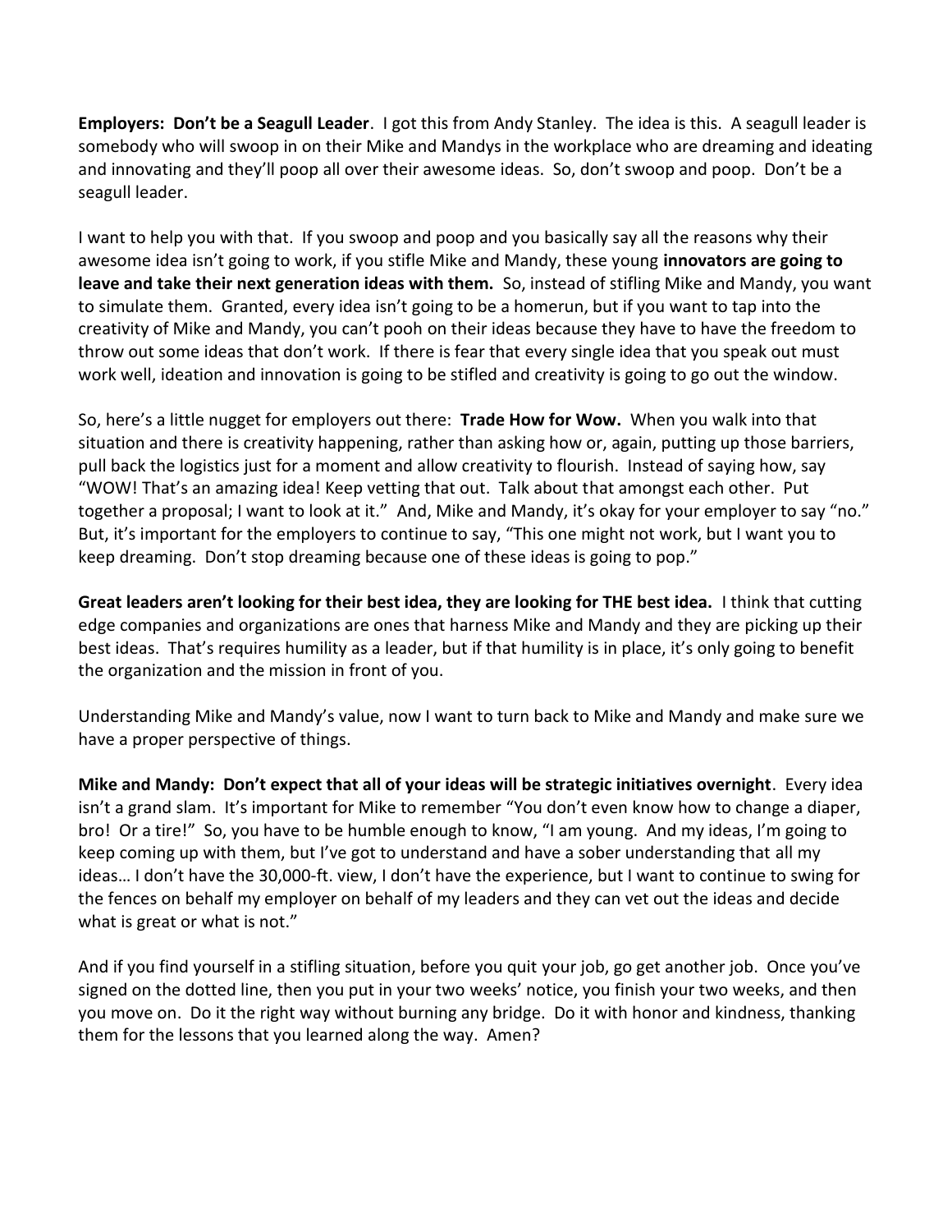**Employers: Don't be a Seagull Leader**. I got this from Andy Stanley. The idea is this. A seagull leader is somebody who will swoop in on their Mike and Mandys in the workplace who are dreaming and ideating and innovating and they'll poop all over their awesome ideas. So, don't swoop and poop. Don't be a seagull leader.

I want to help you with that. If you swoop and poop and you basically say all the reasons why their awesome idea isn't going to work, if you stifle Mike and Mandy, these young **innovators are going to leave and take their next generation ideas with them.** So, instead of stifling Mike and Mandy, you want to simulate them. Granted, every idea isn't going to be a homerun, but if you want to tap into the creativity of Mike and Mandy, you can't pooh on their ideas because they have to have the freedom to throw out some ideas that don't work. If there is fear that every single idea that you speak out must work well, ideation and innovation is going to be stifled and creativity is going to go out the window.

So, here's a little nugget for employers out there: **Trade How for Wow.** When you walk into that situation and there is creativity happening, rather than asking how or, again, putting up those barriers, pull back the logistics just for a moment and allow creativity to flourish. Instead of saying how, say "WOW! That's an amazing idea! Keep vetting that out. Talk about that amongst each other. Put together a proposal; I want to look at it." And, Mike and Mandy, it's okay for your employer to say "no." But, it's important for the employers to continue to say, "This one might not work, but I want you to keep dreaming. Don't stop dreaming because one of these ideas is going to pop."

**Great leaders aren't looking for their best idea, they are looking for THE best idea.** I think that cutting edge companies and organizations are ones that harness Mike and Mandy and they are picking up their best ideas. That's requires humility as a leader, but if that humility is in place, it's only going to benefit the organization and the mission in front of you.

Understanding Mike and Mandy's value, now I want to turn back to Mike and Mandy and make sure we have a proper perspective of things.

**Mike and Mandy: Don't expect that all of your ideas will be strategic initiatives overnight**. Every idea isn't a grand slam. It's important for Mike to remember "You don't even know how to change a diaper, bro! Or a tire!" So, you have to be humble enough to know, "I am young. And my ideas, I'm going to keep coming up with them, but I've got to understand and have a sober understanding that all my ideas… I don't have the 30,000-ft. view, I don't have the experience, but I want to continue to swing for the fences on behalf my employer on behalf of my leaders and they can vet out the ideas and decide what is great or what is not."

And if you find yourself in a stifling situation, before you quit your job, go get another job. Once you've signed on the dotted line, then you put in your two weeks' notice, you finish your two weeks, and then you move on. Do it the right way without burning any bridge. Do it with honor and kindness, thanking them for the lessons that you learned along the way. Amen?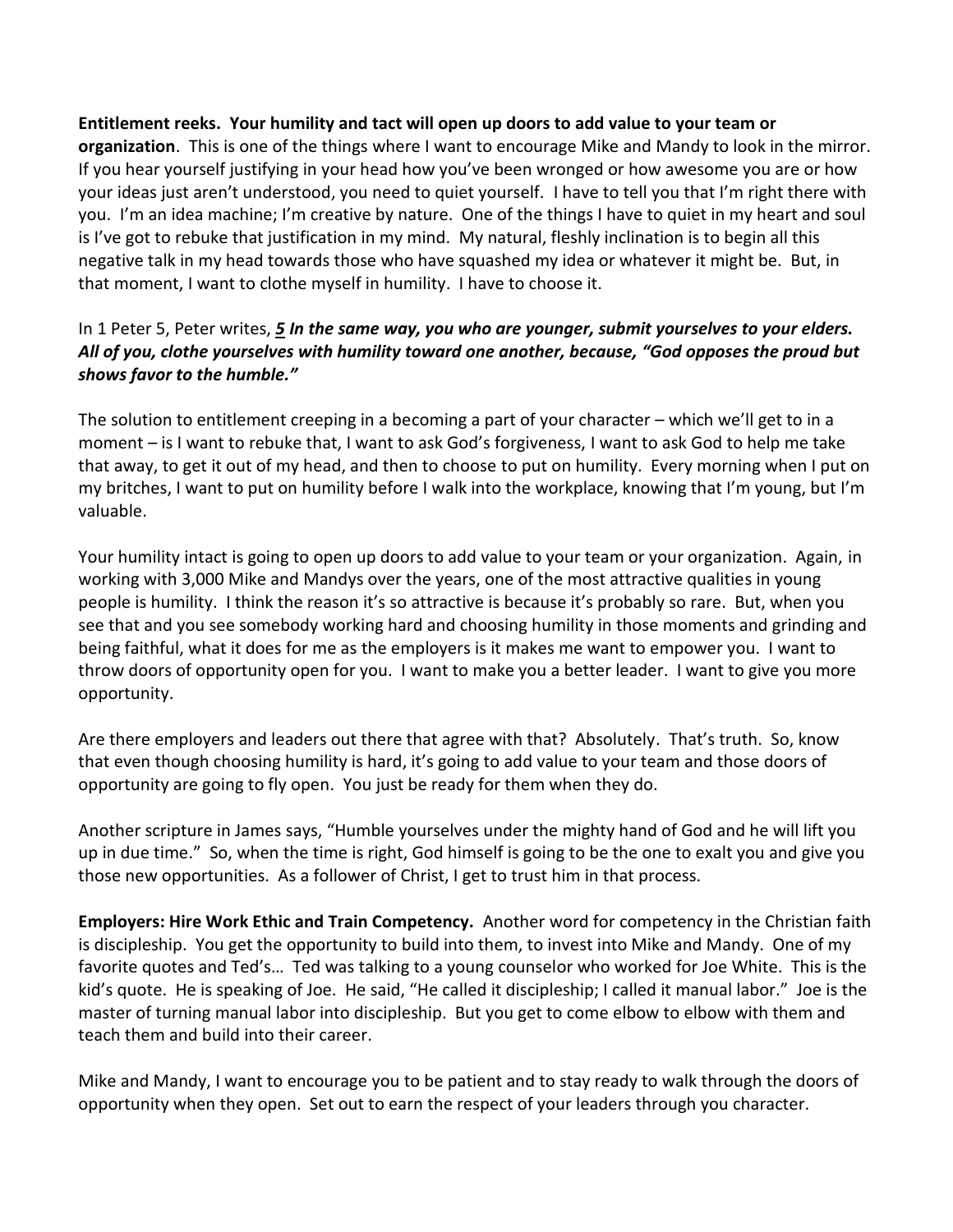**Entitlement reeks. Your humility and tact will open up doors to add value to your team or organization**. This is one of the things where I want to encourage Mike and Mandy to look in the mirror. If you hear yourself justifying in your head how you've been wronged or how awesome you are or how your ideas just aren't understood, you need to quiet yourself. I have to tell you that I'm right there with you. I'm an idea machine; I'm creative by nature. One of the things I have to quiet in my heart and soul is I've got to rebuke that justification in my mind. My natural, fleshly inclination is to begin all this negative talk in my head towards those who have squashed my idea or whatever it might be. But, in that moment, I want to clothe myself in humility. I have to choose it.

In 1 Peter 5, Peter writes, ***5 In the same way, you who are younger, submit yourselves to your elders. All of you, clothe yourselves with humility toward one another, because, "God opposes the proud but shows favor to the humble."***

The solution to entitlement creeping in a becoming a part of your character – which we'll get to in a moment – is I want to rebuke that, I want to ask God's forgiveness, I want to ask God to help me take that away, to get it out of my head, and then to choose to put on humility. Every morning when I put on my britches, I want to put on humility before I walk into the workplace, knowing that I'm young, but I'm valuable.

Your humility intact is going to open up doors to add value to your team or your organization. Again, in working with 3,000 Mike and Mandys over the years, one of the most attractive qualities in young people is humility. I think the reason it's so attractive is because it's probably so rare. But, when you see that and you see somebody working hard and choosing humility in those moments and grinding and being faithful, what it does for me as the employers is it makes me want to empower you. I want to throw doors of opportunity open for you. I want to make you a better leader. I want to give you more opportunity.

Are there employers and leaders out there that agree with that? Absolutely. That's truth. So, know that even though choosing humility is hard, it's going to add value to your team and those doors of opportunity are going to fly open. You just be ready for them when they do.

Another scripture in James says, "Humble yourselves under the mighty hand of God and he will lift you up in due time." So, when the time is right, God himself is going to be the one to exalt you and give you those new opportunities. As a follower of Christ, I get to trust him in that process.

**Employers: Hire Work Ethic and Train Competency.** Another word for competency in the Christian faith is discipleship. You get the opportunity to build into them, to invest into Mike and Mandy. One of my favorite quotes and Ted's… Ted was talking to a young counselor who worked for Joe White. This is the kid's quote. He is speaking of Joe. He said, "He called it discipleship; I called it manual labor." Joe is the master of turning manual labor into discipleship. But you get to come elbow to elbow with them and teach them and build into their career.

Mike and Mandy, I want to encourage you to be patient and to stay ready to walk through the doors of opportunity when they open. Set out to earn the respect of your leaders through you character.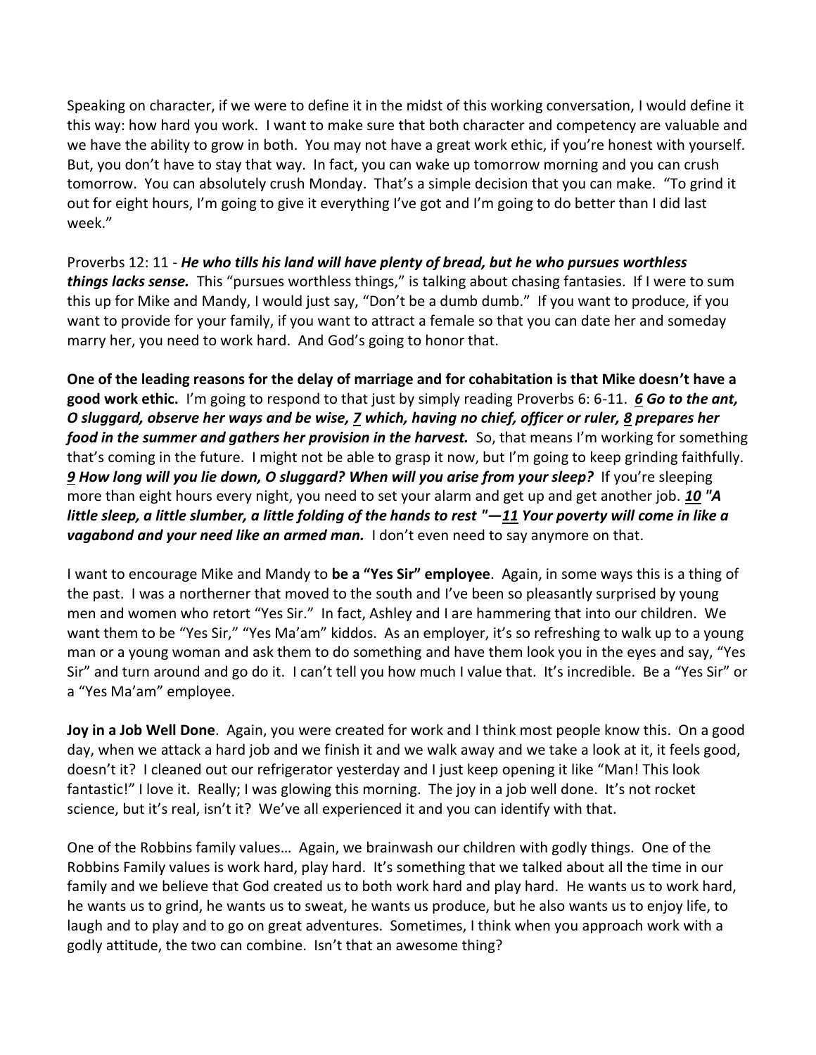Speaking on character, if we were to define it in the midst of this working conversation, I would define it this way: how hard you work. I want to make sure that both character and competency are valuable and we have the ability to grow in both. You may not have a great work ethic, if you're honest with yourself. But, you don't have to stay that way. In fact, you can wake up tomorrow morning and you can crush tomorrow. You can absolutely crush Monday. That's a simple decision that you can make. "To grind it out for eight hours, I'm going to give it everything I've got and I'm going to do better than I did last week."

Proverbs 12: 11 - ***He who tills his land will have plenty of bread, but he who pursues worthless things lacks sense.*** This "pursues worthless things," is talking about chasing fantasies. If I were to sum this up for Mike and Mandy, I would just say, "Don't be a dumb dumb." If you want to produce, if you want to provide for your family, if you want to attract a female so that you can date her and someday marry her, you need to work hard. And God's going to honor that.

**One of the leading reasons for the delay of marriage and for cohabitation is that Mike doesn't have a good work ethic.** I'm going to respond to that just by simply reading Proverbs 6: 6-11. ***<u>6</u> Go to the ant, O sluggard, observe her ways and be wise, <u>7</u> which, having no chief, officer or ruler, <u>8</u> prepares her food in the summer and gathers her provision in the harvest.*** So, that means I'm working for something that's coming in the future. I might not be able to grasp it now, but I'm going to keep grinding faithfully. ***<u>9</u> How long will you lie down, O sluggard? When will you arise from your sleep?*** If you're sleeping more than eight hours every night, you need to set your alarm and get up and get another job. ***<u>10</u> "A little sleep, a little slumber, a little folding of the hands to rest "—<u>11</u> Your poverty will come in like a vagabond and your need like an armed man.*** I don't even need to say anymore on that.

I want to encourage Mike and Mandy to **be a "Yes Sir" employee**. Again, in some ways this is a thing of the past. I was a northerner that moved to the south and I've been so pleasantly surprised by young men and women who retort "Yes Sir." In fact, Ashley and I are hammering that into our children. We want them to be "Yes Sir," "Yes Ma'am" kiddos. As an employer, it's so refreshing to walk up to a young man or a young woman and ask them to do something and have them look you in the eyes and say, "Yes Sir" and turn around and go do it. I can't tell you how much I value that. It's incredible. Be a "Yes Sir" or a "Yes Ma'am" employee.

**Joy in a Job Well Done**. Again, you were created for work and I think most people know this. On a good day, when we attack a hard job and we finish it and we walk away and we take a look at it, it feels good, doesn't it? I cleaned out our refrigerator yesterday and I just keep opening it like "Man! This look fantastic!" I love it. Really; I was glowing this morning. The joy in a job well done. It's not rocket science, but it's real, isn't it? We've all experienced it and you can identify with that.

One of the Robbins family values… Again, we brainwash our children with godly things. One of the Robbins Family values is work hard, play hard. It's something that we talked about all the time in our family and we believe that God created us to both work hard and play hard. He wants us to work hard, he wants us to grind, he wants us to sweat, he wants us produce, but he also wants us to enjoy life, to laugh and to play and to go on great adventures. Sometimes, I think when you approach work with a godly attitude, the two can combine. Isn't that an awesome thing?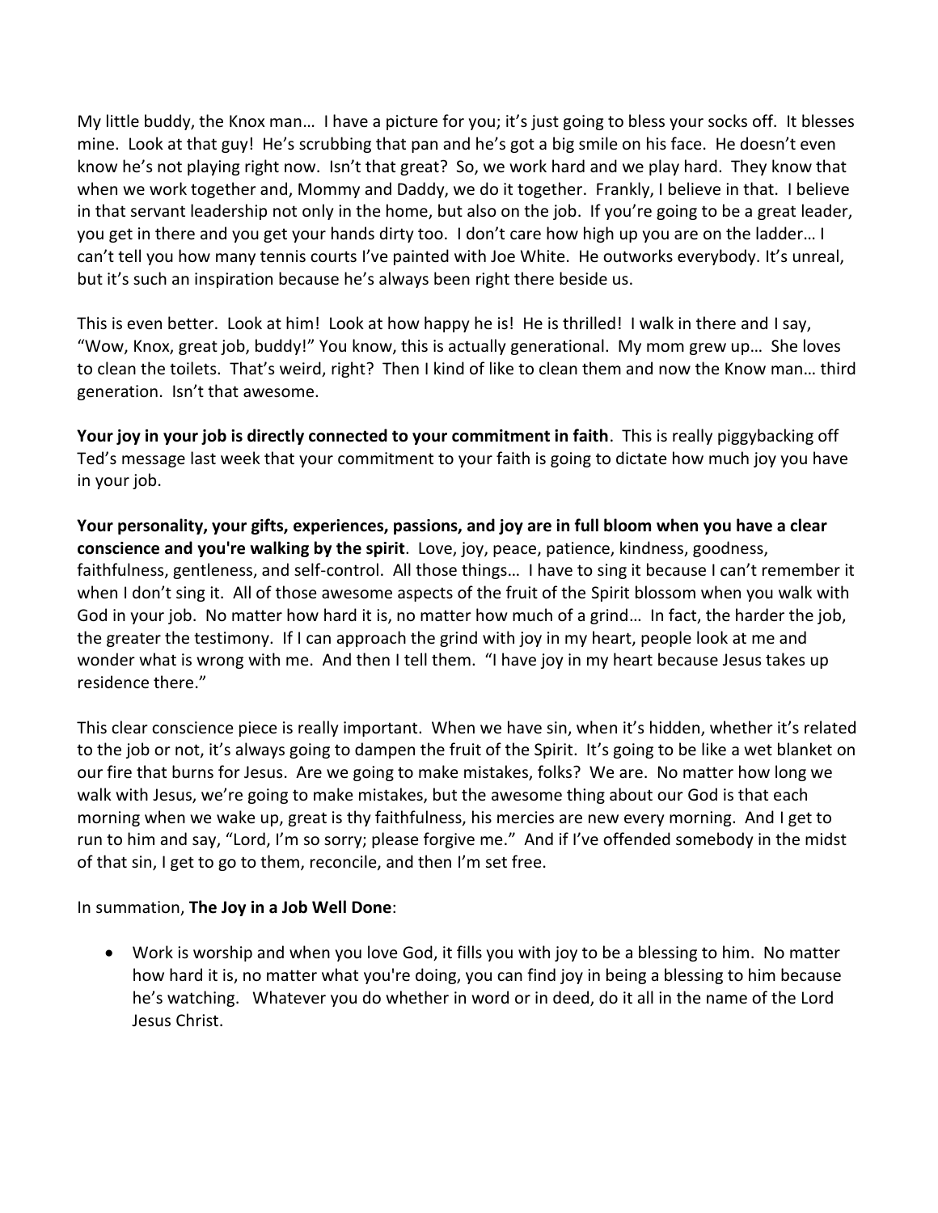My little buddy, the Knox man… I have a picture for you; it's just going to bless your socks off. It blesses mine. Look at that guy! He's scrubbing that pan and he's got a big smile on his face. He doesn't even know he's not playing right now. Isn't that great? So, we work hard and we play hard. They know that when we work together and, Mommy and Daddy, we do it together. Frankly, I believe in that. I believe in that servant leadership not only in the home, but also on the job. If you're going to be a great leader, you get in there and you get your hands dirty too. I don't care how high up you are on the ladder… I can't tell you how many tennis courts I've painted with Joe White. He outworks everybody. It's unreal, but it's such an inspiration because he's always been right there beside us.

This is even better. Look at him! Look at how happy he is! He is thrilled! I walk in there and I say, "Wow, Knox, great job, buddy!" You know, this is actually generational. My mom grew up… She loves to clean the toilets. That's weird, right? Then I kind of like to clean them and now the Know man… third generation. Isn't that awesome.

**Your joy in your job is directly connected to your commitment in faith**. This is really piggybacking off Ted's message last week that your commitment to your faith is going to dictate how much joy you have in your job.

**Your personality, your gifts, experiences, passions, and joy are in full bloom when you have a clear conscience and you're walking by the spirit**. Love, joy, peace, patience, kindness, goodness, faithfulness, gentleness, and self-control. All those things… I have to sing it because I can't remember it when I don't sing it. All of those awesome aspects of the fruit of the Spirit blossom when you walk with God in your job. No matter how hard it is, no matter how much of a grind… In fact, the harder the job, the greater the testimony. If I can approach the grind with joy in my heart, people look at me and wonder what is wrong with me. And then I tell them. "I have joy in my heart because Jesus takes up residence there."

This clear conscience piece is really important. When we have sin, when it's hidden, whether it's related to the job or not, it's always going to dampen the fruit of the Spirit. It's going to be like a wet blanket on our fire that burns for Jesus. Are we going to make mistakes, folks? We are. No matter how long we walk with Jesus, we're going to make mistakes, but the awesome thing about our God is that each morning when we wake up, great is thy faithfulness, his mercies are new every morning. And I get to run to him and say, "Lord, I'm so sorry; please forgive me." And if I've offended somebody in the midst of that sin, I get to go to them, reconcile, and then I'm set free.

In summation, **The Joy in a Job Well Done**:

- Work is worship and when you love God, it fills you with joy to be a blessing to him. No matter how hard it is, no matter what you're doing, you can find joy in being a blessing to him because he's watching. Whatever you do whether in word or in deed, do it all in the name of the Lord Jesus Christ.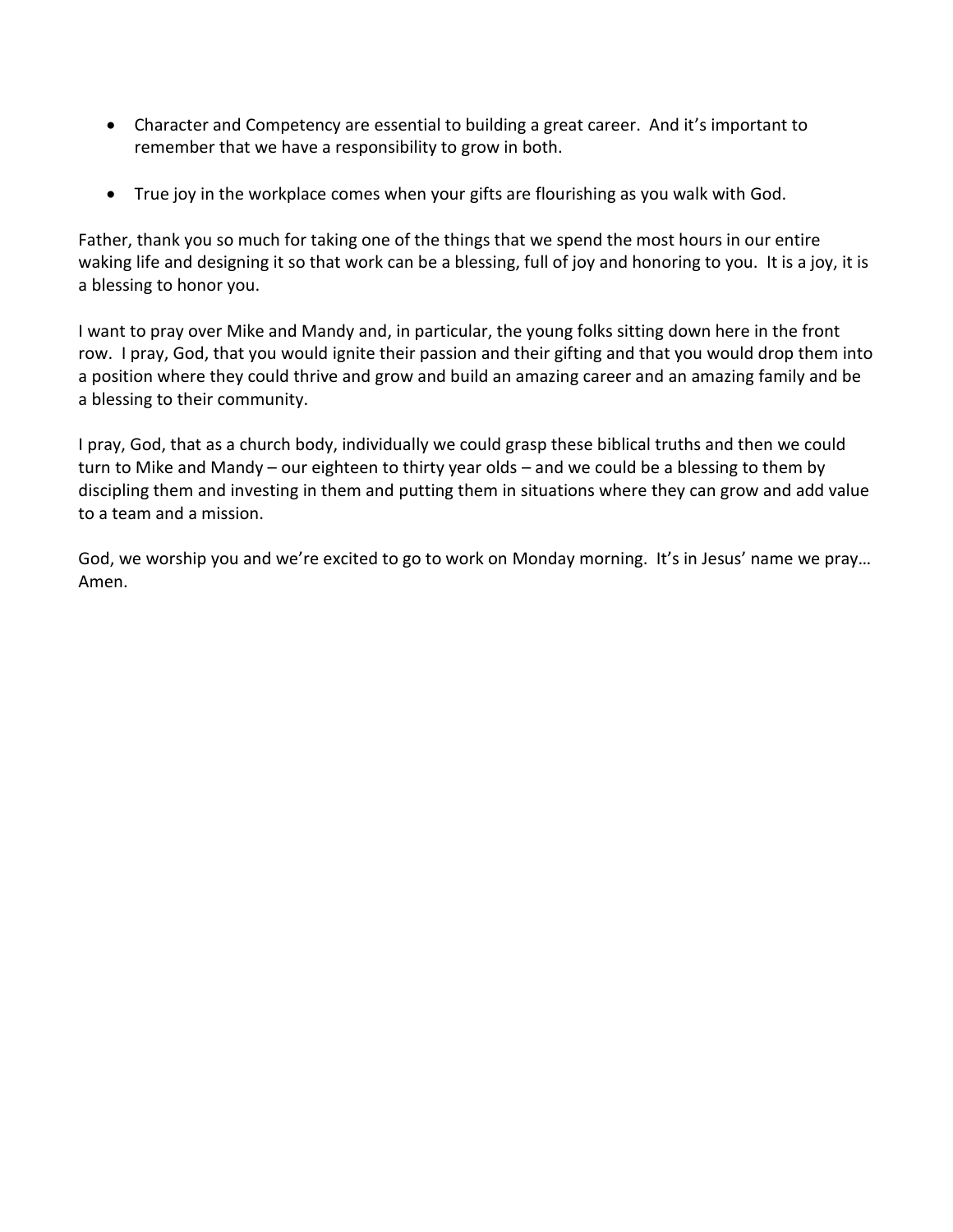- Character and Competency are essential to building a great career. And it's important to remember that we have a responsibility to grow in both.

- True joy in the workplace comes when your gifts are flourishing as you walk with God.

Father, thank you so much for taking one of the things that we spend the most hours in our entire waking life and designing it so that work can be a blessing, full of joy and honoring to you. It is a joy, it is a blessing to honor you.

I want to pray over Mike and Mandy and, in particular, the young folks sitting down here in the front row. I pray, God, that you would ignite their passion and their gifting and that you would drop them into a position where they could thrive and grow and build an amazing career and an amazing family and be a blessing to their community.

I pray, God, that as a church body, individually we could grasp these biblical truths and then we could turn to Mike and Mandy – our eighteen to thirty year olds – and we could be a blessing to them by discipling them and investing in them and putting them in situations where they can grow and add value to a team and a mission.

God, we worship you and we're excited to go to work on Monday morning. It's in Jesus' name we pray… Amen.